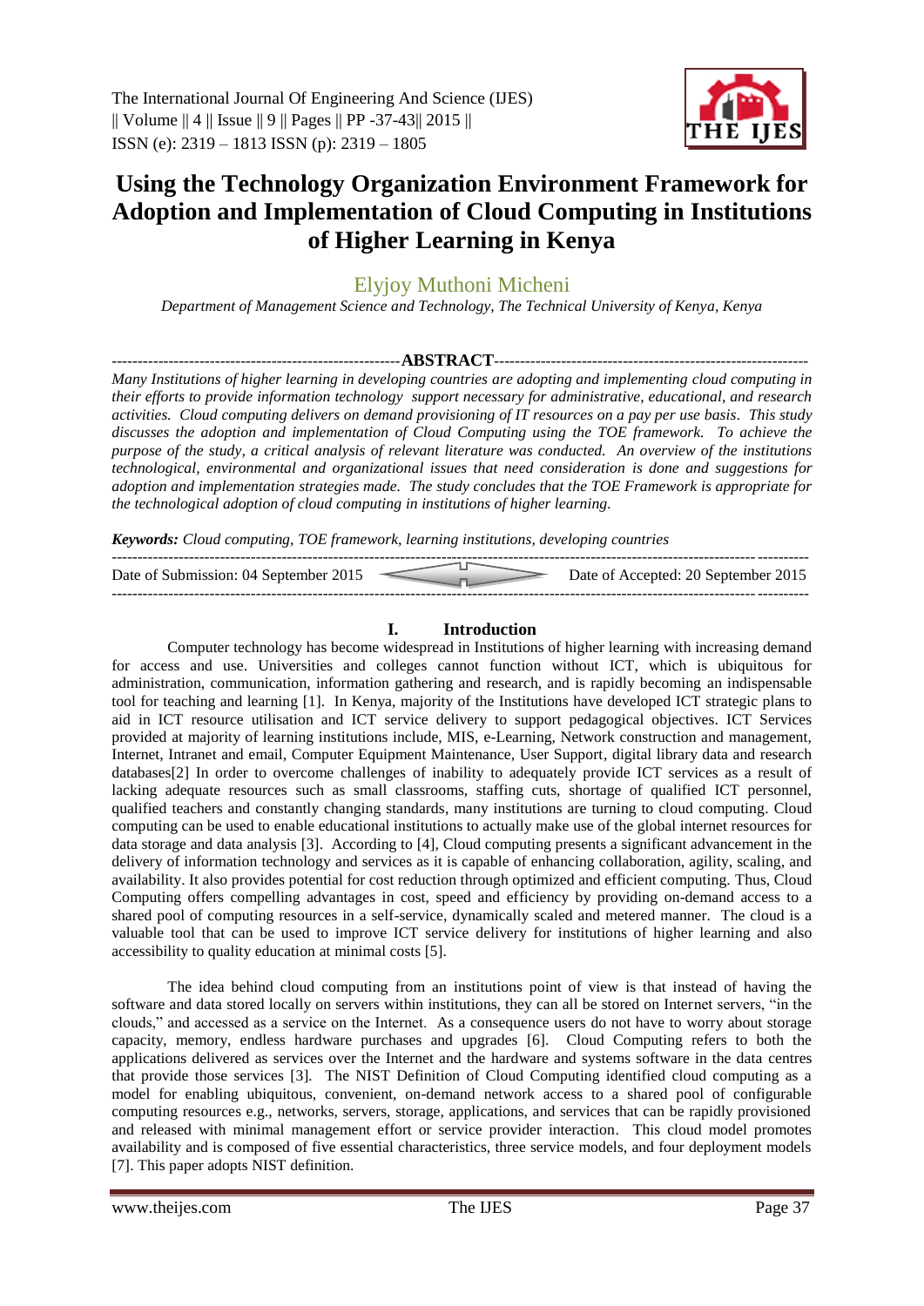# Using the Technology Organization Environment Framework for Adoption and Implementation of Cloud Computing in Institutions of Higher Learning in Kenya

Elyjoy Muthoni Micheni

*Department of Management Science and Technology, The Technical University of Kenya, Kenya*

**ABSTRACT**

*Many Institutions of higher learning in developing countries are adopting and implementing cloud computing in their efforts to provide information technology support necessary for administrative, educational, and research activities. Cloud computing delivers on demand provisioning of IT resources on a pay per use basis. This study discusses the adoption and implementation of Cloud Computing using the TOE framework. To achieve the purpose of the study, a critical analysis of relevant literature was conducted. An overview of the institutions technological, environmental and organizational issues that need consideration is done and suggestions for adoption and implementation strategies made. The study concludes that the TOE Framework is appropriate for the technological adoption of cloud computing in institutions of higher learning.*

***Keywords:*** *Cloud computing, TOE framework, learning institutions, developing countries*

Date of Submission: 04 September 2015 — Date of Accepted: 20 September 2015

## I. Introduction

Computer technology has become widespread in Institutions of higher learning with increasing demand for access and use. Universities and colleges cannot function without ICT, which is ubiquitous for administration, communication, information gathering and research, and is rapidly becoming an indispensable tool for teaching and learning [1]. In Kenya, majority of the Institutions have developed ICT strategic plans to aid in ICT resource utilisation and ICT service delivery to support pedagogical objectives. ICT Services provided at majority of learning institutions include, MIS, e-Learning, Network construction and management, Internet, Intranet and email, Computer Equipment Maintenance, User Support, digital library data and research databases[2] In order to overcome challenges of inability to adequately provide ICT services as a result of lacking adequate resources such as small classrooms, staffing cuts, shortage of qualified ICT personnel, qualified teachers and constantly changing standards, many institutions are turning to cloud computing. Cloud computing can be used to enable educational institutions to actually make use of the global internet resources for data storage and data analysis [3]. According to [4], Cloud computing presents a significant advancement in the delivery of information technology and services as it is capable of enhancing collaboration, agility, scaling, and availability. It also provides potential for cost reduction through optimized and efficient computing. Thus, Cloud Computing offers compelling advantages in cost, speed and efficiency by providing on-demand access to a shared pool of computing resources in a self-service, dynamically scaled and metered manner. The cloud is a valuable tool that can be used to improve ICT service delivery for institutions of higher learning and also accessibility to quality education at minimal costs [5].

The idea behind cloud computing from an institutions point of view is that instead of having the software and data stored locally on servers within institutions, they can all be stored on Internet servers, "in the clouds," and accessed as a service on the Internet. As a consequence users do not have to worry about storage capacity, memory, endless hardware purchases and upgrades [6]. Cloud Computing refers to both the applications delivered as services over the Internet and the hardware and systems software in the data centres that provide those services [3]. The NIST Definition of Cloud Computing identified cloud computing as a model for enabling ubiquitous, convenient, on-demand network access to a shared pool of configurable computing resources e.g., networks, servers, storage, applications, and services that can be rapidly provisioned and released with minimal management effort or service provider interaction. This cloud model promotes availability and is composed of five essential characteristics, three service models, and four deployment models [7]. This paper adopts NIST definition.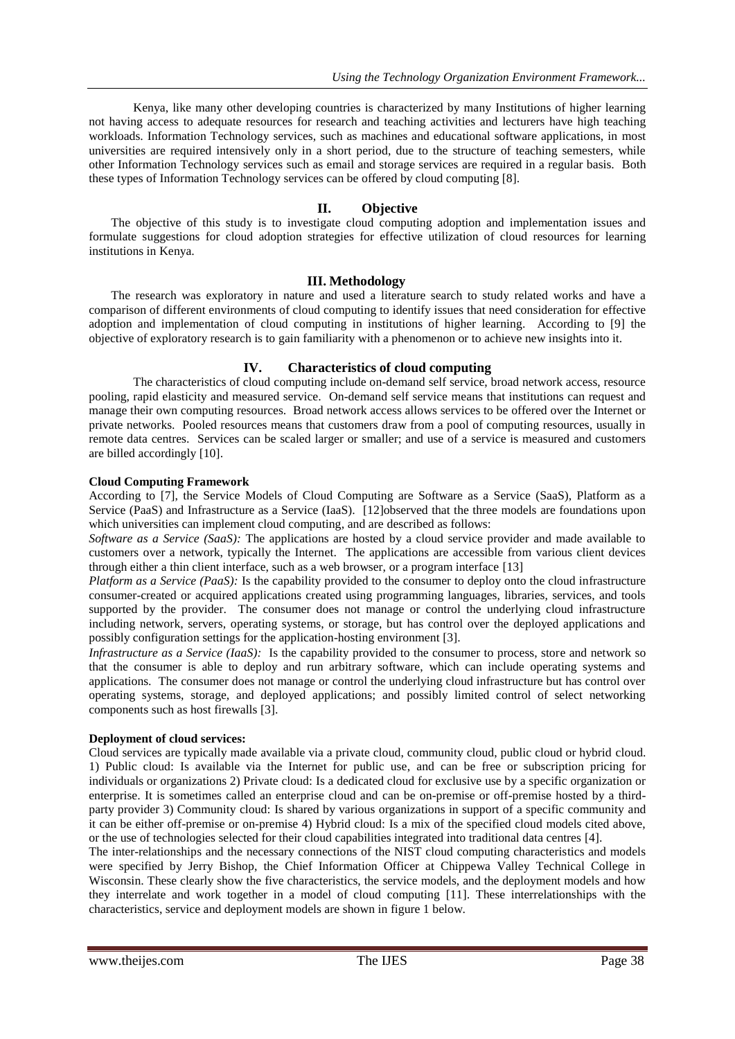Kenya, like many other developing countries is characterized by many Institutions of higher learning not having access to adequate resources for research and teaching activities and lecturers have high teaching workloads. Information Technology services, such as machines and educational software applications, in most universities are required intensively only in a short period, due to the structure of teaching semesters, while other Information Technology services such as email and storage services are required in a regular basis. Both these types of Information Technology services can be offered by cloud computing [8].

## II. Objective

The objective of this study is to investigate cloud computing adoption and implementation issues and formulate suggestions for cloud adoption strategies for effective utilization of cloud resources for learning institutions in Kenya.

## III. Methodology

The research was exploratory in nature and used a literature search to study related works and have a comparison of different environments of cloud computing to identify issues that need consideration for effective adoption and implementation of cloud computing in institutions of higher learning. According to [9] the objective of exploratory research is to gain familiarity with a phenomenon or to achieve new insights into it.

## IV. Characteristics of cloud computing

The characteristics of cloud computing include on-demand self service, broad network access, resource pooling, rapid elasticity and measured service. On-demand self service means that institutions can request and manage their own computing resources. Broad network access allows services to be offered over the Internet or private networks. Pooled resources means that customers draw from a pool of computing resources, usually in remote data centres. Services can be scaled larger or smaller; and use of a service is measured and customers are billed accordingly [10].

**Cloud Computing Framework**

According to [7], the Service Models of Cloud Computing are Software as a Service (SaaS), Platform as a Service (PaaS) and Infrastructure as a Service (IaaS). [12]observed that the three models are foundations upon which universities can implement cloud computing, and are described as follows:

*Software as a Service (SaaS):* The applications are hosted by a cloud service provider and made available to customers over a network, typically the Internet. The applications are accessible from various client devices through either a thin client interface, such as a web browser, or a program interface [13]

*Platform as a Service (PaaS):* Is the capability provided to the consumer to deploy onto the cloud infrastructure consumer-created or acquired applications created using programming languages, libraries, services, and tools supported by the provider. The consumer does not manage or control the underlying cloud infrastructure including network, servers, operating systems, or storage, but has control over the deployed applications and possibly configuration settings for the application-hosting environment [3].

*Infrastructure as a Service (IaaS):* Is the capability provided to the consumer to process, store and network so that the consumer is able to deploy and run arbitrary software, which can include operating systems and applications. The consumer does not manage or control the underlying cloud infrastructure but has control over operating systems, storage, and deployed applications; and possibly limited control of select networking components such as host firewalls [3].

**Deployment of cloud services:**

Cloud services are typically made available via a private cloud, community cloud, public cloud or hybrid cloud. 1) Public cloud: Is available via the Internet for public use, and can be free or subscription pricing for individuals or organizations 2) Private cloud: Is a dedicated cloud for exclusive use by a specific organization or enterprise. It is sometimes called an enterprise cloud and can be on-premise or off-premise hosted by a third-party provider 3) Community cloud: Is shared by various organizations in support of a specific community and it can be either off-premise or on-premise 4) Hybrid cloud: Is a mix of the specified cloud models cited above, or the use of technologies selected for their cloud capabilities integrated into traditional data centres [4].

The inter-relationships and the necessary connections of the NIST cloud computing characteristics and models were specified by Jerry Bishop, the Chief Information Officer at Chippewa Valley Technical College in Wisconsin. These clearly show the five characteristics, the service models, and the deployment models and how they interrelate and work together in a model of cloud computing [11]. These interrelationships with the characteristics, service and deployment models are shown in figure 1 below.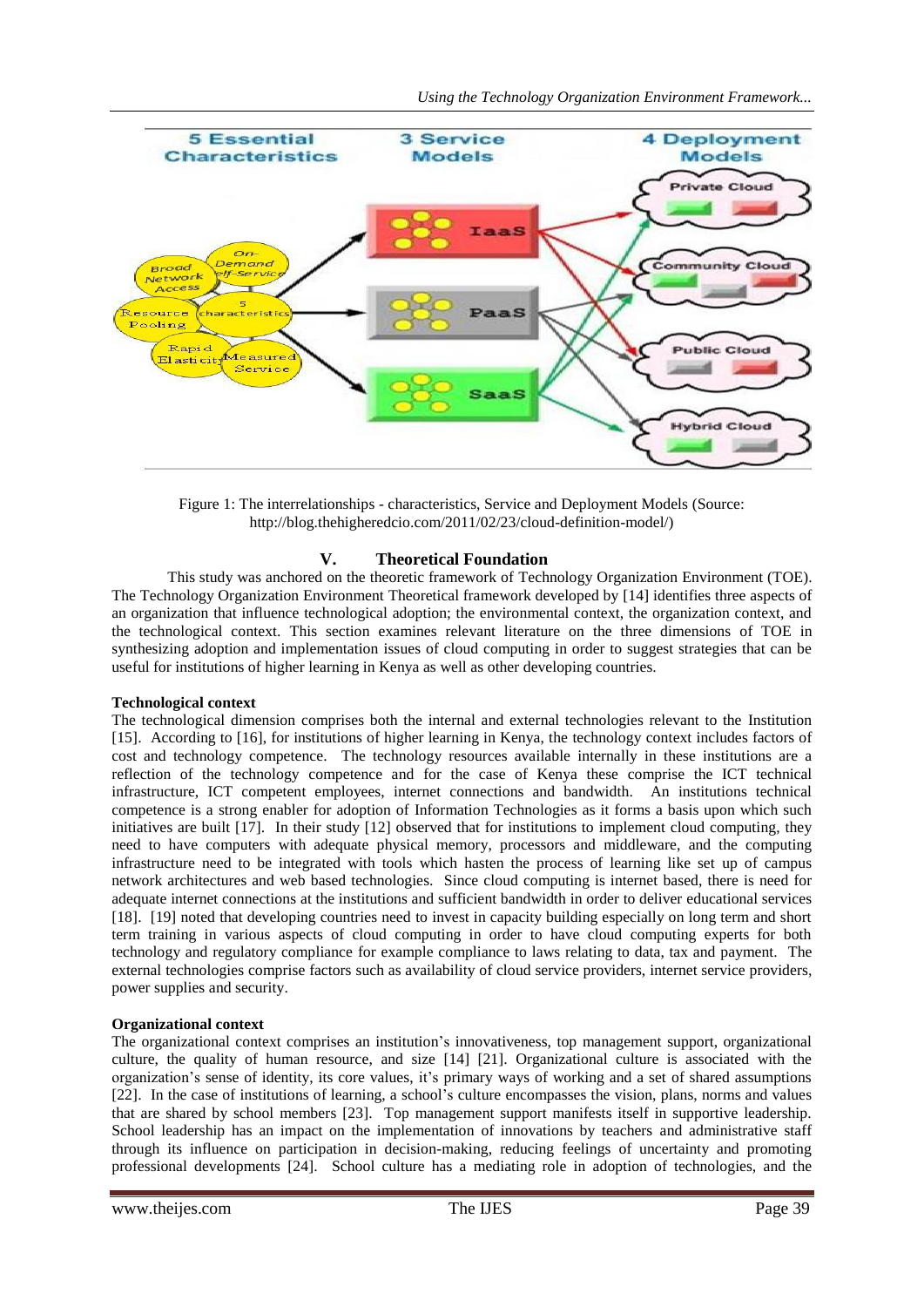Figure 1: The interrelationships - characteristics, Service and Deployment Models (Source: http://blog.thehigheredcio.com/2011/02/23/cloud-definition-model/)

## V. Theoretical Foundation

This study was anchored on the theoretic framework of Technology Organization Environment (TOE). The Technology Organization Environment Theoretical framework developed by [14] identifies three aspects of an organization that influence technological adoption; the environmental context, the organization context, and the technological context. This section examines relevant literature on the three dimensions of TOE in synthesizing adoption and implementation issues of cloud computing in order to suggest strategies that can be useful for institutions of higher learning in Kenya as well as other developing countries.

**Technological context**

The technological dimension comprises both the internal and external technologies relevant to the Institution [15]. According to [16], for institutions of higher learning in Kenya, the technology context includes factors of cost and technology competence. The technology resources available internally in these institutions are a reflection of the technology competence and for the case of Kenya these comprise the ICT technical infrastructure, ICT competent employees, internet connections and bandwidth. An institutions technical competence is a strong enabler for adoption of Information Technologies as it forms a basis upon which such initiatives are built [17]. In their study [12] observed that for institutions to implement cloud computing, they need to have computers with adequate physical memory, processors and middleware, and the computing infrastructure need to be integrated with tools which hasten the process of learning like set up of campus network architectures and web based technologies. Since cloud computing is internet based, there is need for adequate internet connections at the institutions and sufficient bandwidth in order to deliver educational services [18]. [19] noted that developing countries need to invest in capacity building especially on long term and short term training in various aspects of cloud computing in order to have cloud computing experts for both technology and regulatory compliance for example compliance to laws relating to data, tax and payment. The external technologies comprise factors such as availability of cloud service providers, internet service providers, power supplies and security.

**Organizational context**

The organizational context comprises an institution's innovativeness, top management support, organizational culture, the quality of human resource, and size [14] [21]. Organizational culture is associated with the organization's sense of identity, its core values, it's primary ways of working and a set of shared assumptions [22]. In the case of institutions of learning, a school's culture encompasses the vision, plans, norms and values that are shared by school members [23]. Top management support manifests itself in supportive leadership. School leadership has an impact on the implementation of innovations by teachers and administrative staff through its influence on participation in decision-making, reducing feelings of uncertainty and promoting professional developments [24]. School culture has a mediating role in adoption of technologies, and the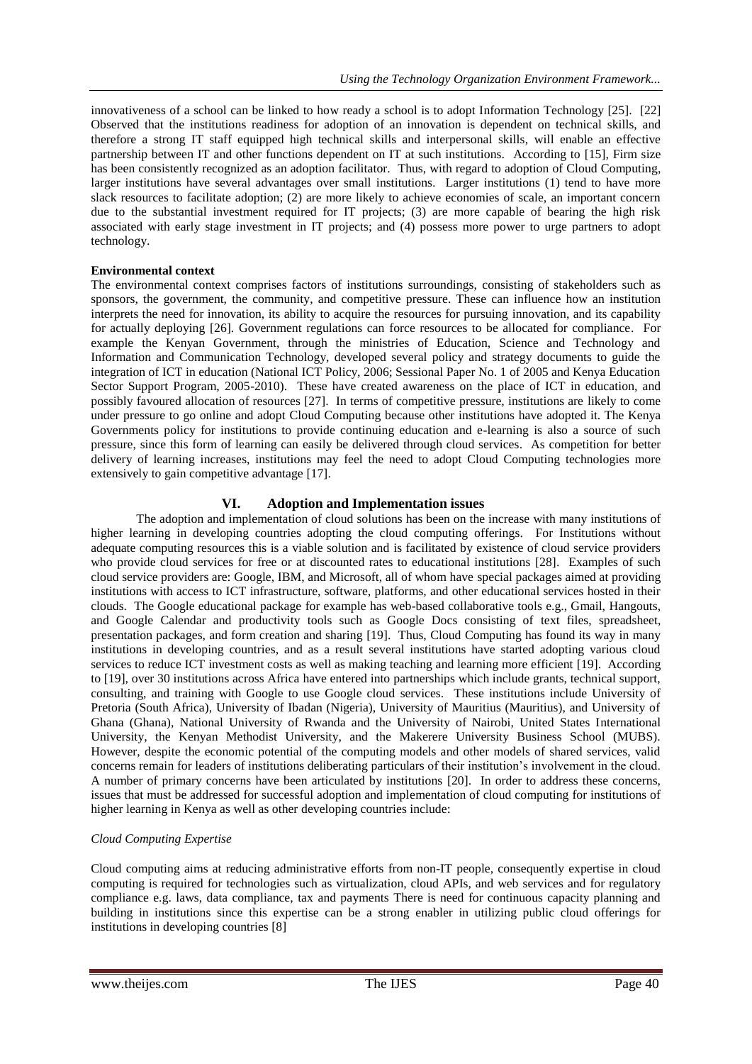innovativeness of a school can be linked to how ready a school is to adopt Information Technology [25]. [22] Observed that the institutions readiness for adoption of an innovation is dependent on technical skills, and therefore a strong IT staff equipped high technical skills and interpersonal skills, will enable an effective partnership between IT and other functions dependent on IT at such institutions. According to [15], Firm size has been consistently recognized as an adoption facilitator. Thus, with regard to adoption of Cloud Computing, larger institutions have several advantages over small institutions. Larger institutions (1) tend to have more slack resources to facilitate adoption; (2) are more likely to achieve economies of scale, an important concern due to the substantial investment required for IT projects; (3) are more capable of bearing the high risk associated with early stage investment in IT projects; and (4) possess more power to urge partners to adopt technology.

**Environmental context**

The environmental context comprises factors of institutions surroundings, consisting of stakeholders such as sponsors, the government, the community, and competitive pressure. These can influence how an institution interprets the need for innovation, its ability to acquire the resources for pursuing innovation, and its capability for actually deploying [26]. Government regulations can force resources to be allocated for compliance. For example the Kenyan Government, through the ministries of Education, Science and Technology and Information and Communication Technology, developed several policy and strategy documents to guide the integration of ICT in education (National ICT Policy, 2006; Sessional Paper No. 1 of 2005 and Kenya Education Sector Support Program, 2005-2010). These have created awareness on the place of ICT in education, and possibly favoured allocation of resources [27]. In terms of competitive pressure, institutions are likely to come under pressure to go online and adopt Cloud Computing because other institutions have adopted it. The Kenya Governments policy for institutions to provide continuing education and e-learning is also a source of such pressure, since this form of learning can easily be delivered through cloud services. As competition for better delivery of learning increases, institutions may feel the need to adopt Cloud Computing technologies more extensively to gain competitive advantage [17].

## VI. Adoption and Implementation issues

The adoption and implementation of cloud solutions has been on the increase with many institutions of higher learning in developing countries adopting the cloud computing offerings. For Institutions without adequate computing resources this is a viable solution and is facilitated by existence of cloud service providers who provide cloud services for free or at discounted rates to educational institutions [28]. Examples of such cloud service providers are: Google, IBM, and Microsoft, all of whom have special packages aimed at providing institutions with access to ICT infrastructure, software, platforms, and other educational services hosted in their clouds. The Google educational package for example has web-based collaborative tools e.g., Gmail, Hangouts, and Google Calendar and productivity tools such as Google Docs consisting of text files, spreadsheet, presentation packages, and form creation and sharing [19]. Thus, Cloud Computing has found its way in many institutions in developing countries, and as a result several institutions have started adopting various cloud services to reduce ICT investment costs as well as making teaching and learning more efficient [19]. According to [19], over 30 institutions across Africa have entered into partnerships which include grants, technical support, consulting, and training with Google to use Google cloud services. These institutions include University of Pretoria (South Africa), University of Ibadan (Nigeria), University of Mauritius (Mauritius), and University of Ghana (Ghana), National University of Rwanda and the University of Nairobi, United States International University, the Kenyan Methodist University, and the Makerere University Business School (MUBS). However, despite the economic potential of the computing models and other models of shared services, valid concerns remain for leaders of institutions deliberating particulars of their institution's involvement in the cloud. A number of primary concerns have been articulated by institutions [20]. In order to address these concerns, issues that must be addressed for successful adoption and implementation of cloud computing for institutions of higher learning in Kenya as well as other developing countries include:

*Cloud Computing Expertise*

Cloud computing aims at reducing administrative efforts from non-IT people, consequently expertise in cloud computing is required for technologies such as virtualization, cloud APIs, and web services and for regulatory compliance e.g. laws, data compliance, tax and payments There is need for continuous capacity planning and building in institutions since this expertise can be a strong enabler in utilizing public cloud offerings for institutions in developing countries [8]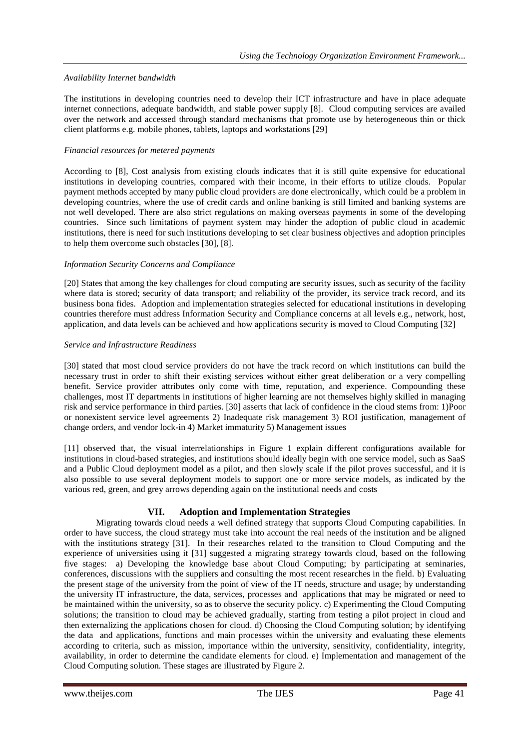*Availability Internet bandwidth*

The institutions in developing countries need to develop their ICT infrastructure and have in place adequate internet connections, adequate bandwidth, and stable power supply [8]. Cloud computing services are availed over the network and accessed through standard mechanisms that promote use by heterogeneous thin or thick client platforms e.g. mobile phones, tablets, laptops and workstations [29]

*Financial resources for metered payments*

According to [8], Cost analysis from existing clouds indicates that it is still quite expensive for educational institutions in developing countries, compared with their income, in their efforts to utilize clouds. Popular payment methods accepted by many public cloud providers are done electronically, which could be a problem in developing countries, where the use of credit cards and online banking is still limited and banking systems are not well developed. There are also strict regulations on making overseas payments in some of the developing countries. Since such limitations of payment system may hinder the adoption of public cloud in academic institutions, there is need for such institutions developing to set clear business objectives and adoption principles to help them overcome such obstacles [30], [8].

*Information Security Concerns and Compliance*

[20] States that among the key challenges for cloud computing are security issues, such as security of the facility where data is stored; security of data transport; and reliability of the provider, its service track record, and its business bona fides. Adoption and implementation strategies selected for educational institutions in developing countries therefore must address Information Security and Compliance concerns at all levels e.g., network, host, application, and data levels can be achieved and how applications security is moved to Cloud Computing [32]

*Service and Infrastructure Readiness*

[30] stated that most cloud service providers do not have the track record on which institutions can build the necessary trust in order to shift their existing services without either great deliberation or a very compelling benefit. Service provider attributes only come with time, reputation, and experience. Compounding these challenges, most IT departments in institutions of higher learning are not themselves highly skilled in managing risk and service performance in third parties. [30] asserts that lack of confidence in the cloud stems from: 1)Poor or nonexistent service level agreements 2) Inadequate risk management 3) ROI justification, management of change orders, and vendor lock-in 4) Market immaturity 5) Management issues

[11] observed that, the visual interrelationships in Figure 1 explain different configurations available for institutions in cloud-based strategies, and institutions should ideally begin with one service model, such as SaaS and a Public Cloud deployment model as a pilot, and then slowly scale if the pilot proves successful, and it is also possible to use several deployment models to support one or more service models, as indicated by the various red, green, and grey arrows depending again on the institutional needs and costs

## VII. Adoption and Implementation Strategies

Migrating towards cloud needs a well defined strategy that supports Cloud Computing capabilities. In order to have success, the cloud strategy must take into account the real needs of the institution and be aligned with the institutions strategy [31]. In their researches related to the transition to Cloud Computing and the experience of universities using it [31] suggested a migrating strategy towards cloud, based on the following five stages: a) Developing the knowledge base about Cloud Computing; by participating at seminaries, conferences, discussions with the suppliers and consulting the most recent researches in the field. b) Evaluating the present stage of the university from the point of view of the IT needs, structure and usage; by understanding the university IT infrastructure, the data, services, processes and applications that may be migrated or need to be maintained within the university, so as to observe the security policy. c) Experimenting the Cloud Computing solutions; the transition to cloud may be achieved gradually, starting from testing a pilot project in cloud and then externalizing the applications chosen for cloud. d) Choosing the Cloud Computing solution; by identifying the data and applications, functions and main processes within the university and evaluating these elements according to criteria, such as mission, importance within the university, sensitivity, confidentiality, integrity, availability, in order to determine the candidate elements for cloud. e) Implementation and management of the Cloud Computing solution. These stages are illustrated by Figure 2.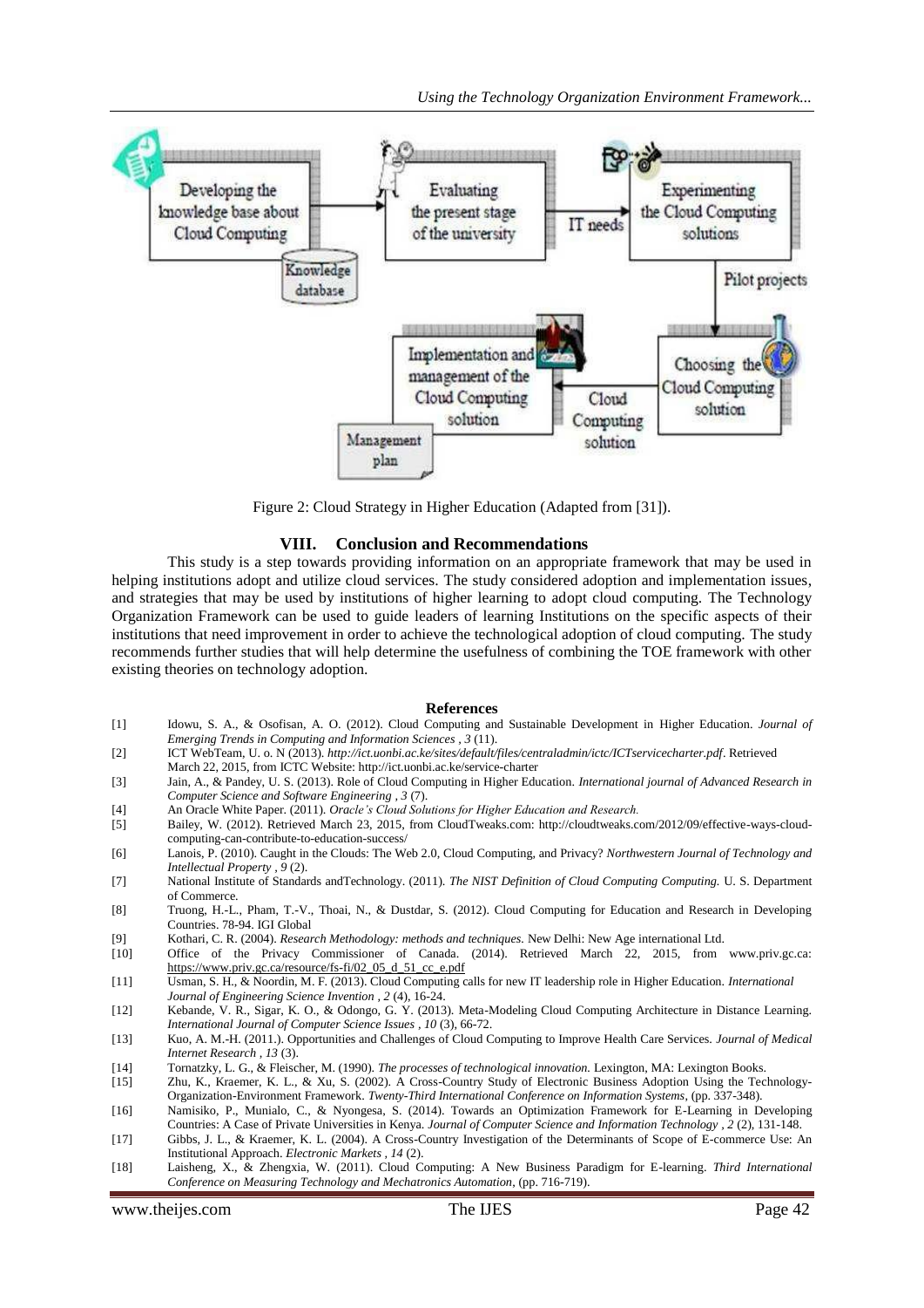Figure 2: Cloud Strategy in Higher Education (Adapted from [31]).

## VIII. Conclusion and Recommendations

This study is a step towards providing information on an appropriate framework that may be used in helping institutions adopt and utilize cloud services. The study considered adoption and implementation issues, and strategies that may be used by institutions of higher learning to adopt cloud computing. The Technology Organization Framework can be used to guide leaders of learning Institutions on the specific aspects of their institutions that need improvement in order to achieve the technological adoption of cloud computing. The study recommends further studies that will help determine the usefulness of combining the TOE framework with other existing theories on technology adoption.

## References

[1] Idowu, S. A., & Osofisan, A. O. (2012). Cloud Computing and Sustainable Development in Higher Education. *Journal of Emerging Trends in Computing and Information Sciences , 3* (11).

[2] ICT WebTeam, U. o. N (2013). *http://ict.uonbi.ac.ke/sites/default/files/centraladmin/ictc/ICTservicecharter.pdf*. Retrieved March 22, 2015, from ICTC Website: http://ict.uonbi.ac.ke/service-charter

[3] Jain, A., & Pandey, U. S. (2013). Role of Cloud Computing in Higher Education. *International journal of Advanced Research in Computer Science and Software Engineering , 3* (7).

[4] An Oracle White Paper. (2011). *Oracle's Cloud Solutions for Higher Education and Research.*

[5] Bailey, W. (2012). Retrieved March 23, 2015, from CloudTweaks.com: http://cloudtweaks.com/2012/09/effective-ways-cloud-computing-can-contribute-to-education-success/

[6] Lanois, P. (2010). Caught in the Clouds: The Web 2.0, Cloud Computing, and Privacy? *Northwestern Journal of Technology and Intellectual Property , 9* (2).

[7] National Institute of Standards andTechnology. (2011). *The NIST Definition of Cloud Computing Computing.* U. S. Department of Commerce.

[8] Truong, H.-L., Pham, T.-V., Thoai, N., & Dustdar, S. (2012). Cloud Computing for Education and Research in Developing Countries. 78-94. IGI Global

[9] Kothari, C. R. (2004). *Research Methodology: methods and techniques.* New Delhi: New Age international Ltd.

[10] Office of the Privacy Commissioner of Canada. (2014). Retrieved March 22, 2015, from www.priv.gc.ca: https://www.priv.gc.ca/resource/fs-fi/02_05_d_51_cc_e.pdf

[11] Usman, S. H., & Noordin, M. F. (2013). Cloud Computing calls for new IT leadership role in Higher Education. *International Journal of Engineering Science Invention , 2* (4), 16-24.

[12] Kebande, V. R., Sigar, K. O., & Odongo, G. Y. (2013). Meta-Modeling Cloud Computing Architecture in Distance Learning. *International Journal of Computer Science Issues , 10* (3), 66-72.

[13] Kuo, A. M.-H. (2011.). Opportunities and Challenges of Cloud Computing to Improve Health Care Services. *Journal of Medical Internet Research , 13* (3).

[14] Tornatzky, L. G., & Fleischer, M. (1990). *The processes of technological innovation.* Lexington, MA: Lexington Books.

[15] Zhu, K., Kraemer, K. L., & Xu, S. (2002). A Cross-Country Study of Electronic Business Adoption Using the Technology-Organization-Environment Framework. *Twenty-Third International Conference on Information Systems*, (pp. 337-348).

[16] Namisiko, P., Munialo, C., & Nyongesa, S. (2014). Towards an Optimization Framework for E-Learning in Developing Countries: A Case of Private Universities in Kenya. *Journal of Computer Science and Information Technology , 2* (2), 131-148.

[17] Gibbs, J. L., & Kraemer, K. L. (2004). A Cross-Country Investigation of the Determinants of Scope of E-commerce Use: An Institutional Approach. *Electronic Markets , 14* (2).

[18] Laisheng, X., & Zhengxia, W. (2011). Cloud Computing: A New Business Paradigm for E-learning. *Third International Conference on Measuring Technology and Mechatronics Automation*, (pp. 716-719).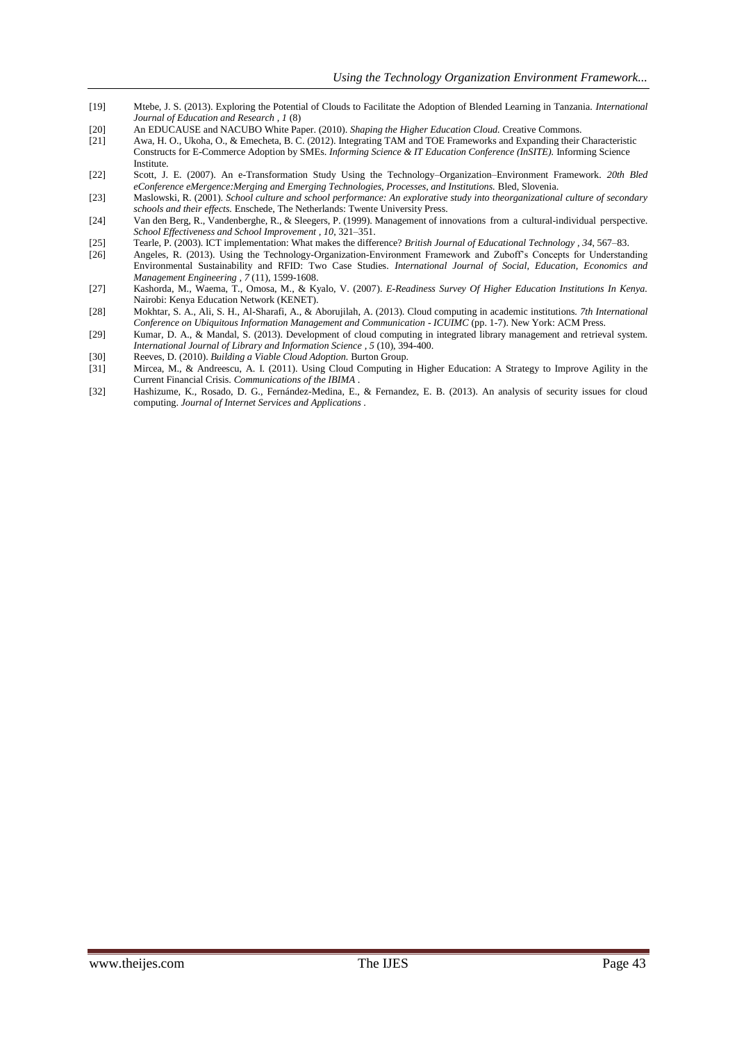[19] Mtebe, J. S. (2013). Exploring the Potential of Clouds to Facilitate the Adoption of Blended Learning in Tanzania. *International Journal of Education and Research , 1* (8)

[20] An EDUCAUSE and NACUBO White Paper. (2010). *Shaping the Higher Education Cloud.* Creative Commons.

[21] Awa, H. O., Ukoha, O., & Emecheta, B. C. (2012). Integrating TAM and TOE Frameworks and Expanding their Characteristic Constructs for E-Commerce Adoption by SMEs. *Informing Science & IT Education Conference (InSITE).* Informing Science Institute.

[22] Scott, J. E. (2007). An e-Transformation Study Using the Technology–Organization–Environment Framework. *20th Bled eConference eMergence:Merging and Emerging Technologies, Processes, and Institutions.* Bled, Slovenia.

[23] Maslowski, R. (2001). *School culture and school performance: An explorative study into theorganizational culture of secondary schools and their effects.* Enschede, The Netherlands: Twente University Press.

[24] Van den Berg, R., Vandenberghe, R., & Sleegers, P. (1999). Management of innovations from a cultural-individual perspective. *School Effectiveness and School Improvement , 10*, 321–351.

[25] Tearle, P. (2003). ICT implementation: What makes the difference? *British Journal of Educational Technology , 34*, 567–83.

[26] Angeles, R. (2013). Using the Technology-Organization-Environment Framework and Zuboff's Concepts for Understanding Environmental Sustainability and RFID: Two Case Studies. *International Journal of Social, Education, Economics and Management Engineering , 7* (11), 1599-1608.

[27] Kashorda, M., Waema, T., Omosa, M., & Kyalo, V. (2007). *E-Readiness Survey Of Higher Education Institutions In Kenya.* Nairobi: Kenya Education Network (KENET).

[28] Mokhtar, S. A., Ali, S. H., Al-Sharafi, A., & Aborujilah, A. (2013). Cloud computing in academic institutions. *7th International Conference on Ubiquitous Information Management and Communication - ICUIMC* (pp. 1-7). New York: ACM Press.

[29] Kumar, D. A., & Mandal, S. (2013). Development of cloud computing in integrated library management and retrieval system. *International Journal of Library and Information Science , 5* (10), 394-400.

[30] Reeves, D. (2010). *Building a Viable Cloud Adoption.* Burton Group.

[31] Mircea, M., & Andreescu, A. I. (2011). Using Cloud Computing in Higher Education: A Strategy to Improve Agility in the Current Financial Crisis. *Communications of the IBIMA* .

[32] Hashizume, K., Rosado, D. G., Fernández-Medina, E., & Fernandez, E. B. (2013). An analysis of security issues for cloud computing. *Journal of Internet Services and Applications* .